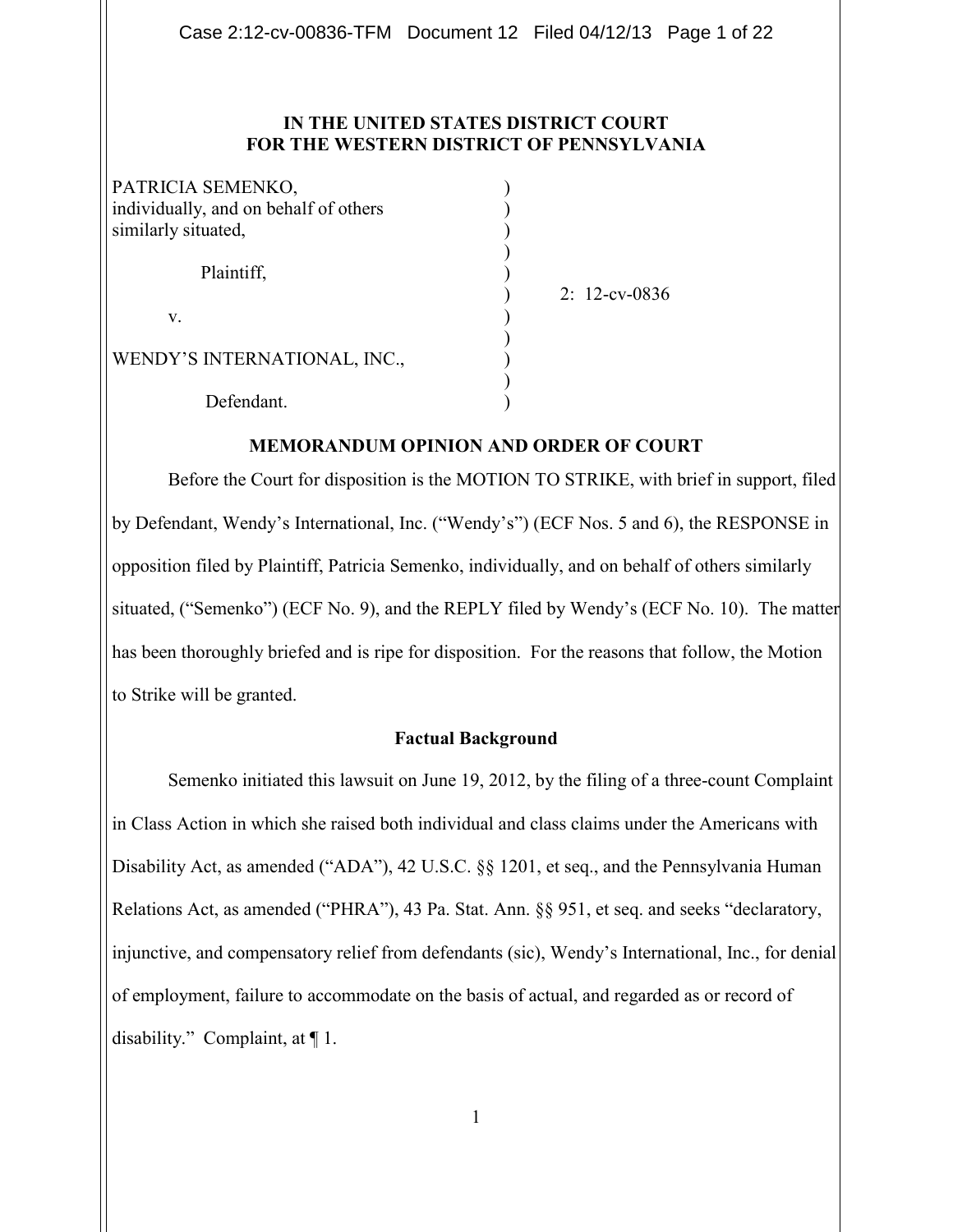**IN THE UNITED STATES DISTRICT COURT**
**FOR THE WESTERN DISTRICT OF PENNSYLVANIA**

PATRICIA SEMENKO, individually, and on behalf of others similarly situated,

Plaintiff,

v.

WENDY'S INTERNATIONAL, INC.,

Defendant.

2: 12-cv-0836

**MEMORANDUM OPINION AND ORDER OF COURT**

Before the Court for disposition is the MOTION TO STRIKE, with brief in support, filed by Defendant, Wendy's International, Inc. ("Wendy's") (ECF Nos. 5 and 6), the RESPONSE in opposition filed by Plaintiff, Patricia Semenko, individually, and on behalf of others similarly situated, ("Semenko") (ECF No. 9), and the REPLY filed by Wendy's (ECF No. 10). The matter has been thoroughly briefed and is ripe for disposition. For the reasons that follow, the Motion to Strike will be granted.

**Factual Background**

Semenko initiated this lawsuit on June 19, 2012, by the filing of a three-count Complaint in Class Action in which she raised both individual and class claims under the Americans with Disability Act, as amended ("ADA"), 42 U.S.C. §§ 1201, et seq., and the Pennsylvania Human Relations Act, as amended ("PHRA"), 43 Pa. Stat. Ann. §§ 951, et seq. and seeks "declaratory, injunctive, and compensatory relief from defendants (sic), Wendy's International, Inc., for denial of employment, failure to accommodate on the basis of actual, and regarded as or record of disability." Complaint, at ¶ 1.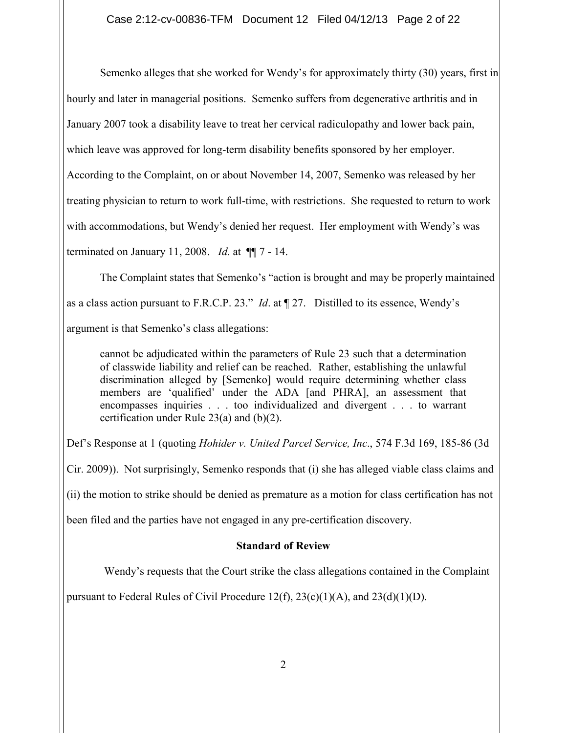Semenko alleges that she worked for Wendy's for approximately thirty (30) years, first in hourly and later in managerial positions. Semenko suffers from degenerative arthritis and in January 2007 took a disability leave to treat her cervical radiculopathy and lower back pain, which leave was approved for long-term disability benefits sponsored by her employer. According to the Complaint, on or about November 14, 2007, Semenko was released by her treating physician to return to work full-time, with restrictions. She requested to return to work with accommodations, but Wendy's denied her request. Her employment with Wendy's was terminated on January 11, 2008. *Id.* at ¶¶ 7 - 14.

The Complaint states that Semenko's "action is brought and may be properly maintained as a class action pursuant to F.R.C.P. 23." *Id*. at ¶ 27. Distilled to its essence, Wendy's argument is that Semenko's class allegations:

> cannot be adjudicated within the parameters of Rule 23 such that a determination of classwide liability and relief can be reached. Rather, establishing the unlawful discrimination alleged by [Semenko] would require determining whether class members are 'qualified' under the ADA [and PHRA], an assessment that encompasses inquiries . . . too individualized and divergent . . . to warrant certification under Rule 23(a) and (b)(2).

Def's Response at 1 (quoting *Hohider v. United Parcel Service, Inc*., 574 F.3d 169, 185-86 (3d Cir. 2009)). Not surprisingly, Semenko responds that (i) she has alleged viable class claims and (ii) the motion to strike should be denied as premature as a motion for class certification has not been filed and the parties have not engaged in any pre-certification discovery.

## Standard of Review

Wendy's requests that the Court strike the class allegations contained in the Complaint pursuant to Federal Rules of Civil Procedure 12(f), 23(c)(1)(A), and 23(d)(1)(D).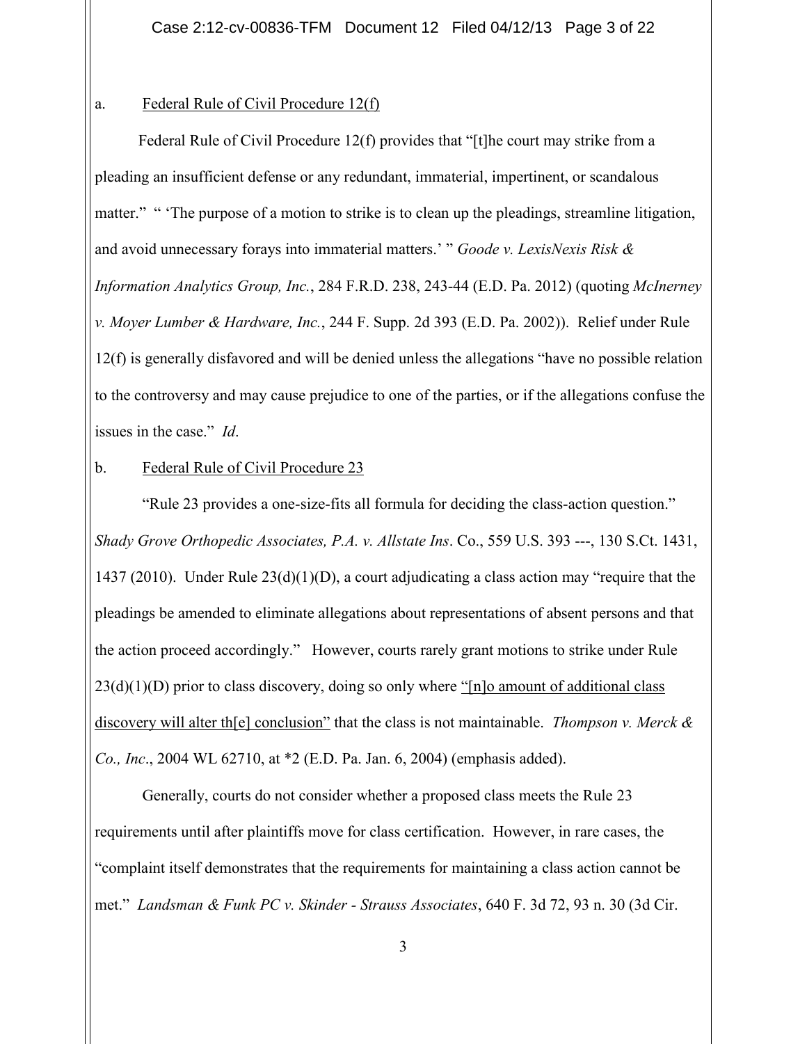a. <u>Federal Rule of Civil Procedure 12(f)</u>

Federal Rule of Civil Procedure 12(f) provides that "[t]he court may strike from a pleading an insufficient defense or any redundant, immaterial, impertinent, or scandalous matter." " 'The purpose of a motion to strike is to clean up the pleadings, streamline litigation, and avoid unnecessary forays into immaterial matters.' " *Goode v. LexisNexis Risk & Information Analytics Group, Inc.*, 284 F.R.D. 238, 243-44 (E.D. Pa. 2012) (quoting *McInerney v. Moyer Lumber & Hardware, Inc.*, 244 F. Supp. 2d 393 (E.D. Pa. 2002)). Relief under Rule 12(f) is generally disfavored and will be denied unless the allegations "have no possible relation to the controversy and may cause prejudice to one of the parties, or if the allegations confuse the issues in the case." *Id*.

b. <u>Federal Rule of Civil Procedure 23</u>

"Rule 23 provides a one-size-fits all formula for deciding the class-action question." *Shady Grove Orthopedic Associates, P.A. v. Allstate Ins*. Co., 559 U.S. 393 ---, 130 S.Ct. 1431, 1437 (2010). Under Rule 23(d)(1)(D), a court adjudicating a class action may "require that the pleadings be amended to eliminate allegations about representations of absent persons and that the action proceed accordingly." However, courts rarely grant motions to strike under Rule 23(d)(1)(D) prior to class discovery, doing so only where <u>"[n]o amount of additional class discovery will alter th[e] conclusion"</u> that the class is not maintainable. *Thompson v. Merck & Co., Inc*., 2004 WL 62710, at *2 (E.D. Pa. Jan. 6, 2004) (emphasis added).

Generally, courts do not consider whether a proposed class meets the Rule 23 requirements until after plaintiffs move for class certification. However, in rare cases, the "complaint itself demonstrates that the requirements for maintaining a class action cannot be met." *Landsman & Funk PC v. Skinder - Strauss Associates*, 640 F. 3d 72, 93 n. 30 (3d Cir.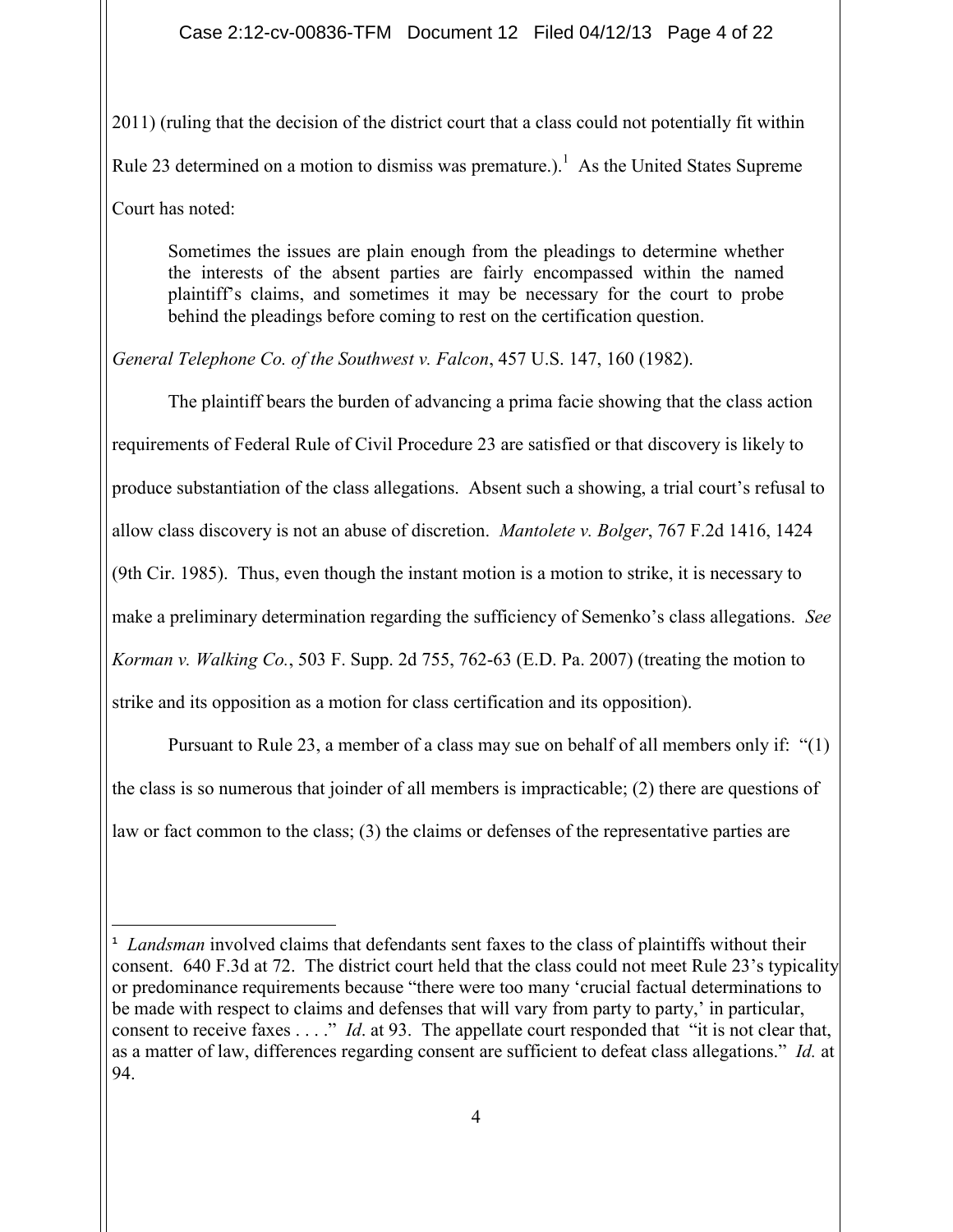2011) (ruling that the decision of the district court that a class could not potentially fit within Rule 23 determined on a motion to dismiss was premature.).[1] As the United States Supreme Court has noted:

> Sometimes the issues are plain enough from the pleadings to determine whether the interests of the absent parties are fairly encompassed within the named plaintiff's claims, and sometimes it may be necessary for the court to probe behind the pleadings before coming to rest on the certification question.

*General Telephone Co. of the Southwest v. Falcon*, 457 U.S. 147, 160 (1982).

The plaintiff bears the burden of advancing a prima facie showing that the class action requirements of Federal Rule of Civil Procedure 23 are satisfied or that discovery is likely to produce substantiation of the class allegations. Absent such a showing, a trial court's refusal to allow class discovery is not an abuse of discretion. *Mantolete v. Bolger*, 767 F.2d 1416, 1424 (9th Cir. 1985). Thus, even though the instant motion is a motion to strike, it is necessary to make a preliminary determination regarding the sufficiency of Semenko's class allegations. *See Korman v. Walking Co.*, 503 F. Supp. 2d 755, 762-63 (E.D. Pa. 2007) (treating the motion to strike and its opposition as a motion for class certification and its opposition).

Pursuant to Rule 23, a member of a class may sue on behalf of all members only if: "(1) the class is so numerous that joinder of all members is impracticable; (2) there are questions of law or fact common to the class; (3) the claims or defenses of the representative parties are

---

[1] *Landsman* involved claims that defendants sent faxes to the class of plaintiffs without their consent. 640 F.3d at 72. The district court held that the class could not meet Rule 23's typicality or predominance requirements because "there were too many 'crucial factual determinations to be made with respect to claims and defenses that will vary from party to party,' in particular, consent to receive faxes . . . ." *Id*. at 93. The appellate court responded that "it is not clear that, as a matter of law, differences regarding consent are sufficient to defeat class allegations." *Id.* at 94.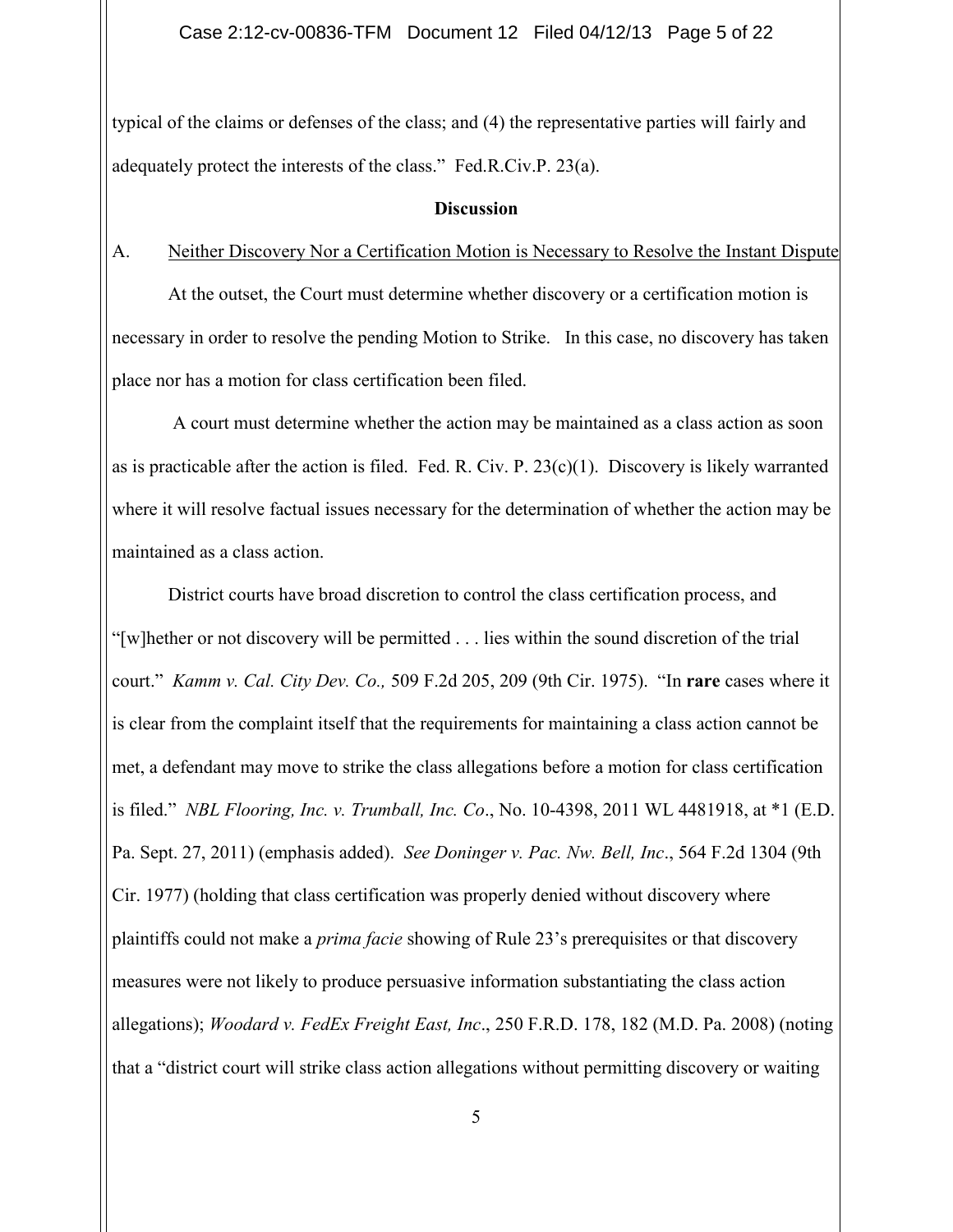typical of the claims or defenses of the class; and (4) the representative parties will fairly and adequately protect the interests of the class." Fed.R.Civ.P. 23(a).

## Discussion

A. Neither Discovery Nor a Certification Motion is Necessary to Resolve the Instant Dispute

At the outset, the Court must determine whether discovery or a certification motion is necessary in order to resolve the pending Motion to Strike. In this case, no discovery has taken place nor has a motion for class certification been filed.

A court must determine whether the action may be maintained as a class action as soon as is practicable after the action is filed. Fed. R. Civ. P. 23(c)(1). Discovery is likely warranted where it will resolve factual issues necessary for the determination of whether the action may be maintained as a class action.

District courts have broad discretion to control the class certification process, and "[w]hether or not discovery will be permitted . . . lies within the sound discretion of the trial court." *Kamm v. Cal. City Dev. Co.,* 509 F.2d 205, 209 (9th Cir. 1975). "In **rare** cases where it is clear from the complaint itself that the requirements for maintaining a class action cannot be met, a defendant may move to strike the class allegations before a motion for class certification is filed." *NBL Flooring, Inc. v. Trumball, Inc. Co*., No. 10-4398, 2011 WL 4481918, at *1 (E.D. Pa. Sept. 27, 2011) (emphasis added). *See Doninger v. Pac. Nw. Bell, Inc*., 564 F.2d 1304 (9th Cir. 1977) (holding that class certification was properly denied without discovery where plaintiffs could not make a *prima facie* showing of Rule 23's prerequisites or that discovery measures were not likely to produce persuasive information substantiating the class action allegations); *Woodard v. FedEx Freight East, Inc*., 250 F.R.D. 178, 182 (M.D. Pa. 2008) (noting that a "district court will strike class action allegations without permitting discovery or waiting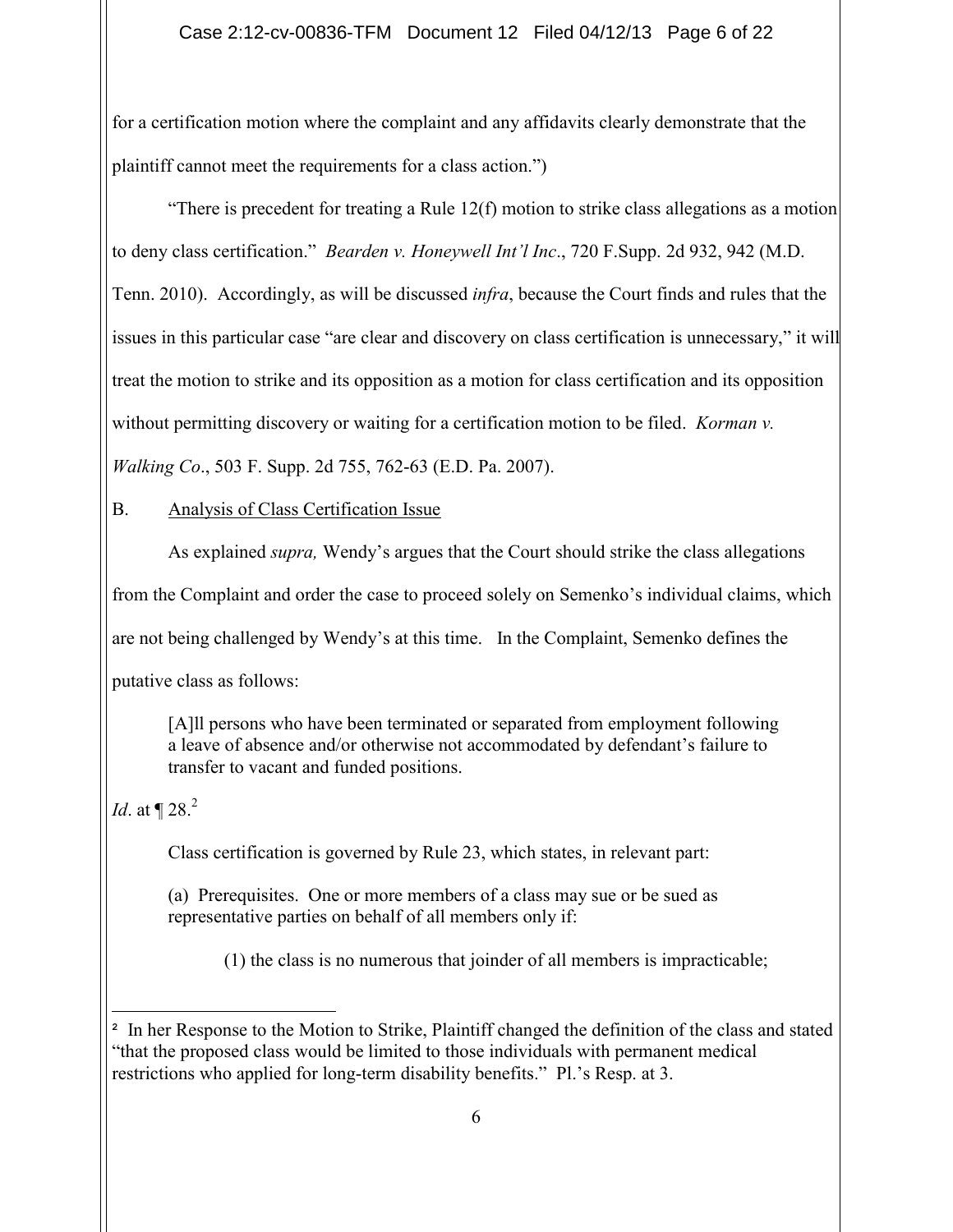for a certification motion where the complaint and any affidavits clearly demonstrate that the plaintiff cannot meet the requirements for a class action.")

"There is precedent for treating a Rule 12(f) motion to strike class allegations as a motion to deny class certification." *Bearden v. Honeywell Int'l Inc*., 720 F.Supp. 2d 932, 942 (M.D. Tenn. 2010). Accordingly, as will be discussed *infra*, because the Court finds and rules that the issues in this particular case "are clear and discovery on class certification is unnecessary," it will treat the motion to strike and its opposition as a motion for class certification and its opposition without permitting discovery or waiting for a certification motion to be filed. *Korman v. Walking Co*., 503 F. Supp. 2d 755, 762-63 (E.D. Pa. 2007).

B. Analysis of Class Certification Issue

As explained *supra,* Wendy's argues that the Court should strike the class allegations from the Complaint and order the case to proceed solely on Semenko's individual claims, which are not being challenged by Wendy's at this time. In the Complaint, Semenko defines the putative class as follows:

> [A]ll persons who have been terminated or separated from employment following a leave of absence and/or otherwise not accommodated by defendant's failure to transfer to vacant and funded positions.

*Id*. at ¶ 28.[2]

Class certification is governed by Rule 23, which states, in relevant part:

> (a) Prerequisites. One or more members of a class may sue or be sued as representative parties on behalf of all members only if:
>
> (1) the class is no numerous that joinder of all members is impracticable;

---

[2] In her Response to the Motion to Strike, Plaintiff changed the definition of the class and stated "that the proposed class would be limited to those individuals with permanent medical restrictions who applied for long-term disability benefits." Pl.'s Resp. at 3.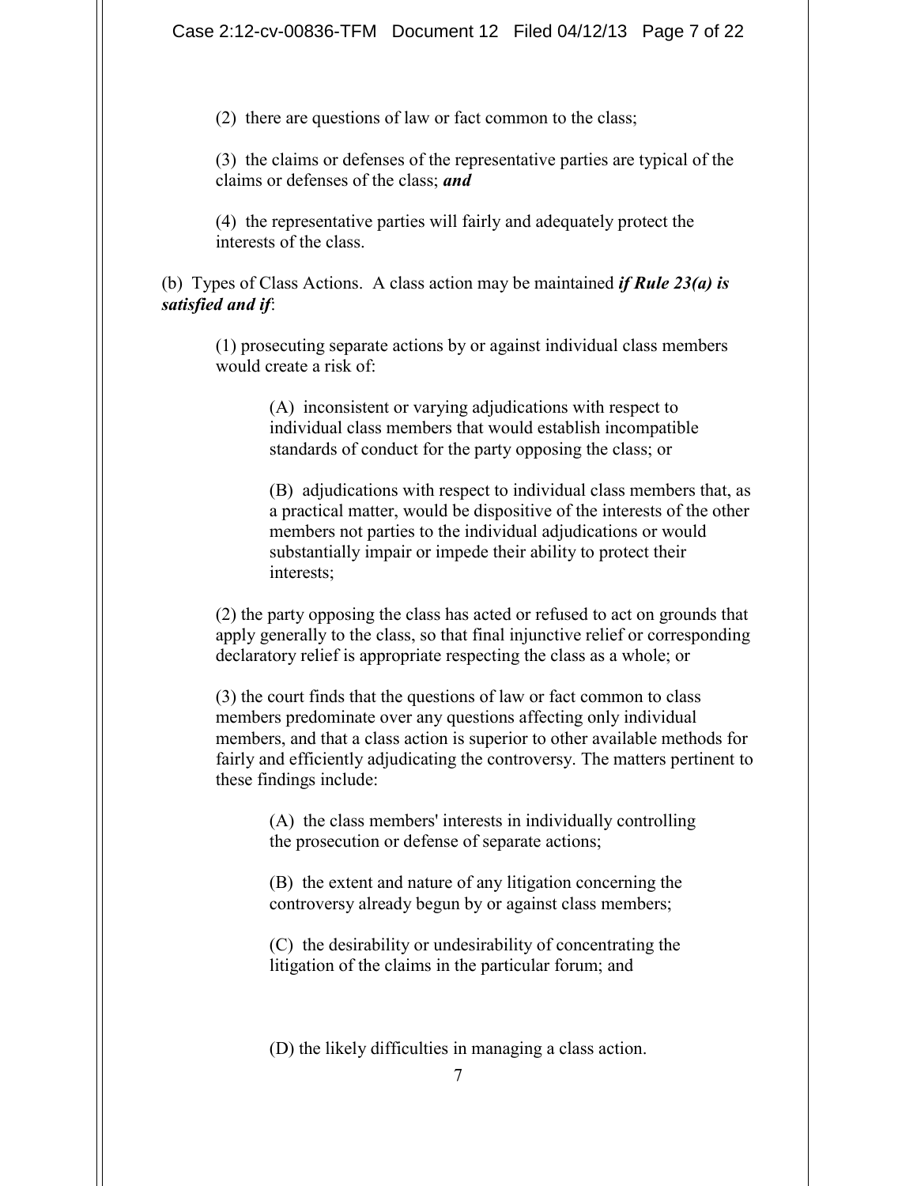(2) there are questions of law or fact common to the class;

(3) the claims or defenses of the representative parties are typical of the claims or defenses of the class; ***and***

(4) the representative parties will fairly and adequately protect the interests of the class.

(b) Types of Class Actions. A class action may be maintained ***if Rule 23(a) is satisfied and if***:

(1) prosecuting separate actions by or against individual class members would create a risk of:

(A) inconsistent or varying adjudications with respect to individual class members that would establish incompatible standards of conduct for the party opposing the class; or

(B) adjudications with respect to individual class members that, as a practical matter, would be dispositive of the interests of the other members not parties to the individual adjudications or would substantially impair or impede their ability to protect their interests;

(2) the party opposing the class has acted or refused to act on grounds that apply generally to the class, so that final injunctive relief or corresponding declaratory relief is appropriate respecting the class as a whole; or

(3) the court finds that the questions of law or fact common to class members predominate over any questions affecting only individual members, and that a class action is superior to other available methods for fairly and efficiently adjudicating the controversy. The matters pertinent to these findings include:

(A) the class members' interests in individually controlling the prosecution or defense of separate actions;

(B) the extent and nature of any litigation concerning the controversy already begun by or against class members;

(C) the desirability or undesirability of concentrating the litigation of the claims in the particular forum; and

(D) the likely difficulties in managing a class action.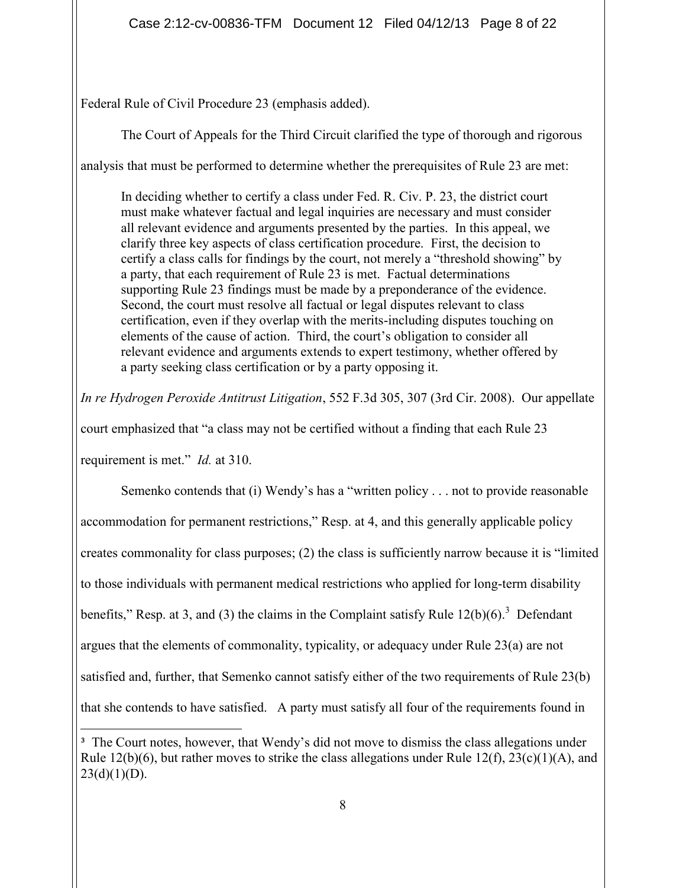Federal Rule of Civil Procedure 23 (emphasis added).

The Court of Appeals for the Third Circuit clarified the type of thorough and rigorous analysis that must be performed to determine whether the prerequisites of Rule 23 are met:

> In deciding whether to certify a class under Fed. R. Civ. P. 23, the district court must make whatever factual and legal inquiries are necessary and must consider all relevant evidence and arguments presented by the parties. In this appeal, we clarify three key aspects of class certification procedure. First, the decision to certify a class calls for findings by the court, not merely a "threshold showing" by a party, that each requirement of Rule 23 is met. Factual determinations supporting Rule 23 findings must be made by a preponderance of the evidence. Second, the court must resolve all factual or legal disputes relevant to class certification, even if they overlap with the merits-including disputes touching on elements of the cause of action. Third, the court's obligation to consider all relevant evidence and arguments extends to expert testimony, whether offered by a party seeking class certification or by a party opposing it.

*In re Hydrogen Peroxide Antitrust Litigation*, 552 F.3d 305, 307 (3rd Cir. 2008). Our appellate court emphasized that "a class may not be certified without a finding that each Rule 23 requirement is met." *Id.* at 310.

Semenko contends that (i) Wendy's has a "written policy . . . not to provide reasonable accommodation for permanent restrictions," Resp. at 4, and this generally applicable policy creates commonality for class purposes; (2) the class is sufficiently narrow because it is "limited to those individuals with permanent medical restrictions who applied for long-term disability benefits," Resp. at 3, and (3) the claims in the Complaint satisfy Rule 12(b)(6).[3] Defendant argues that the elements of commonality, typicality, or adequacy under Rule 23(a) are not satisfied and, further, that Semenko cannot satisfy either of the two requirements of Rule 23(b) that she contends to have satisfied. A party must satisfy all four of the requirements found in

---

[3] The Court notes, however, that Wendy's did not move to dismiss the class allegations under Rule 12(b)(6), but rather moves to strike the class allegations under Rule 12(f), 23(c)(1)(A), and 23(d)(1)(D).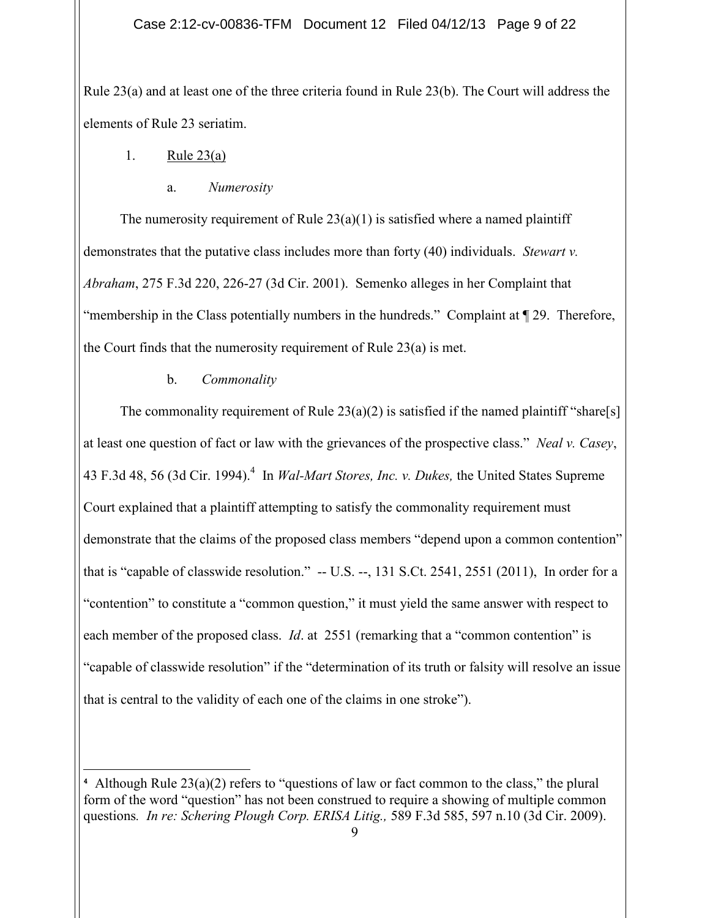Rule 23(a) and at least one of the three criteria found in Rule 23(b). The Court will address the elements of Rule 23 seriatim.

1. Rule 23(a)

a. *Numerosity*

The numerosity requirement of Rule 23(a)(1) is satisfied where a named plaintiff demonstrates that the putative class includes more than forty (40) individuals. *Stewart v. Abraham*, 275 F.3d 220, 226-27 (3d Cir. 2001). Semenko alleges in her Complaint that "membership in the Class potentially numbers in the hundreds." Complaint at ¶ 29. Therefore, the Court finds that the numerosity requirement of Rule 23(a) is met.

b. *Commonality*

The commonality requirement of Rule 23(a)(2) is satisfied if the named plaintiff "share[s] at least one question of fact or law with the grievances of the prospective class." *Neal v. Casey*, 43 F.3d 48, 56 (3d Cir. 1994).[4] In *Wal-Mart Stores, Inc. v. Dukes,* the United States Supreme Court explained that a plaintiff attempting to satisfy the commonality requirement must demonstrate that the claims of the proposed class members "depend upon a common contention" that is "capable of classwide resolution." -- U.S. --, 131 S.Ct. 2541, 2551 (2011), In order for a "contention" to constitute a "common question," it must yield the same answer with respect to each member of the proposed class. *Id*. at 2551 (remarking that a "common contention" is "capable of classwide resolution" if the "determination of its truth or falsity will resolve an issue that is central to the validity of each one of the claims in one stroke").

---

[4] Although Rule 23(a)(2) refers to "questions of law or fact common to the class," the plural form of the word "question" has not been construed to require a showing of multiple common questions*. In re: Schering Plough Corp. ERISA Litig.,* 589 F.3d 585, 597 n.10 (3d Cir. 2009).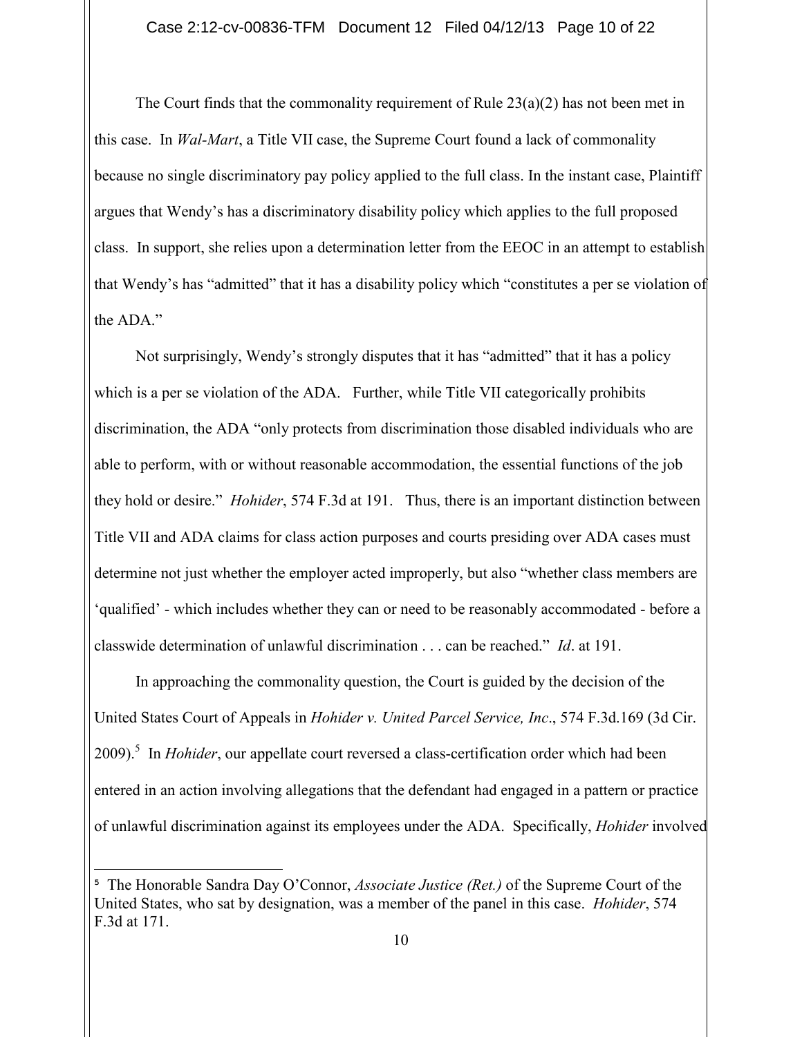The Court finds that the commonality requirement of Rule 23(a)(2) has not been met in this case. In *Wal-Mart*, a Title VII case, the Supreme Court found a lack of commonality because no single discriminatory pay policy applied to the full class. In the instant case, Plaintiff argues that Wendy's has a discriminatory disability policy which applies to the full proposed class. In support, she relies upon a determination letter from the EEOC in an attempt to establish that Wendy's has "admitted" that it has a disability policy which "constitutes a per se violation of the ADA."

Not surprisingly, Wendy's strongly disputes that it has "admitted" that it has a policy which is a per se violation of the ADA. Further, while Title VII categorically prohibits discrimination, the ADA "only protects from discrimination those disabled individuals who are able to perform, with or without reasonable accommodation, the essential functions of the job they hold or desire." *Hohider*, 574 F.3d at 191. Thus, there is an important distinction between Title VII and ADA claims for class action purposes and courts presiding over ADA cases must determine not just whether the employer acted improperly, but also "whether class members are 'qualified' - which includes whether they can or need to be reasonably accommodated - before a classwide determination of unlawful discrimination . . . can be reached." *Id*. at 191.

In approaching the commonality question, the Court is guided by the decision of the United States Court of Appeals in *Hohider v. United Parcel Service, Inc*., 574 F.3d.169 (3d Cir. 2009).[5] In *Hohider*, our appellate court reversed a class-certification order which had been entered in an action involving allegations that the defendant had engaged in a pattern or practice of unlawful discrimination against its employees under the ADA. Specifically, *Hohider* involved

---

[5] The Honorable Sandra Day O'Connor, *Associate Justice (Ret.)* of the Supreme Court of the United States, who sat by designation, was a member of the panel in this case. *Hohider*, 574 F.3d at 171.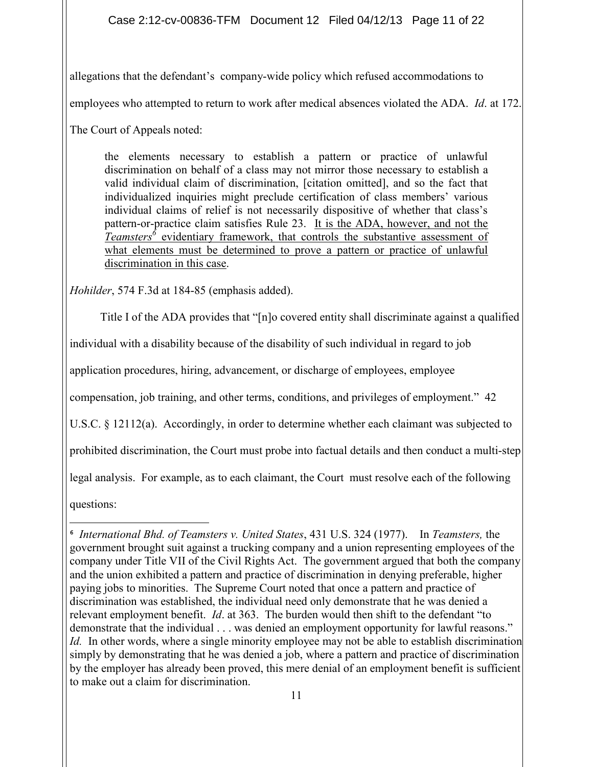allegations that the defendant's company-wide policy which refused accommodations to employees who attempted to return to work after medical absences violated the ADA. *Id*. at 172. The Court of Appeals noted:

> the elements necessary to establish a pattern or practice of unlawful discrimination on behalf of a class may not mirror those necessary to establish a valid individual claim of discrimination, [citation omitted], and so the fact that individualized inquiries might preclude certification of class members' various individual claims of relief is not necessarily dispositive of whether that class's pattern-or-practice claim satisfies Rule 23. <u>It is the ADA, however, and not the *Teamsters*[6] evidentiary framework, that controls the substantive assessment of what elements must be determined to prove a pattern or practice of unlawful discrimination in this case</u>.

*Hohilder*, 574 F.3d at 184-85 (emphasis added).

Title I of the ADA provides that "[n]o covered entity shall discriminate against a qualified individual with a disability because of the disability of such individual in regard to job application procedures, hiring, advancement, or discharge of employees, employee compensation, job training, and other terms, conditions, and privileges of employment." 42 U.S.C. § 12112(a). Accordingly, in order to determine whether each claimant was subjected to prohibited discrimination, the Court must probe into factual details and then conduct a multi-step legal analysis. For example, as to each claimant, the Court must resolve each of the following questions:

---

[6] *International Bhd. of Teamsters v. United States*, 431 U.S. 324 (1977). In *Teamsters,* the government brought suit against a trucking company and a union representing employees of the company under Title VII of the Civil Rights Act. The government argued that both the company and the union exhibited a pattern and practice of discrimination in denying preferable, higher paying jobs to minorities. The Supreme Court noted that once a pattern and practice of discrimination was established, the individual need only demonstrate that he was denied a relevant employment benefit. *Id*. at 363. The burden would then shift to the defendant "to demonstrate that the individual . . . was denied an employment opportunity for lawful reasons." *Id.* In other words, where a single minority employee may not be able to establish discrimination simply by demonstrating that he was denied a job, where a pattern and practice of discrimination by the employer has already been proved, this mere denial of an employment benefit is sufficient to make out a claim for discrimination.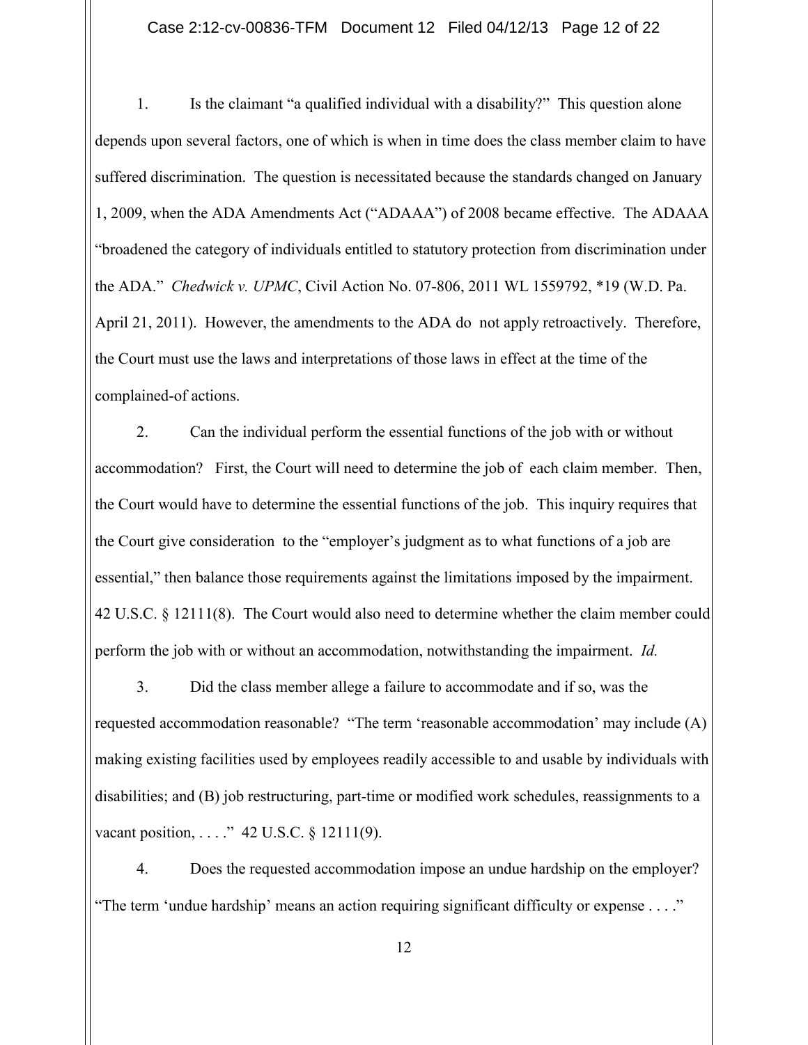1. Is the claimant "a qualified individual with a disability?" This question alone depends upon several factors, one of which is when in time does the class member claim to have suffered discrimination. The question is necessitated because the standards changed on January 1, 2009, when the ADA Amendments Act ("ADAAA") of 2008 became effective. The ADAAA "broadened the category of individuals entitled to statutory protection from discrimination under the ADA." *Chedwick v. UPMC*, Civil Action No. 07-806, 2011 WL 1559792, *19 (W.D. Pa. April 21, 2011). However, the amendments to the ADA do not apply retroactively. Therefore, the Court must use the laws and interpretations of those laws in effect at the time of the complained-of actions.

2. Can the individual perform the essential functions of the job with or without accommodation? First, the Court will need to determine the job of each claim member. Then, the Court would have to determine the essential functions of the job. This inquiry requires that the Court give consideration to the "employer's judgment as to what functions of a job are essential," then balance those requirements against the limitations imposed by the impairment. 42 U.S.C. § 12111(8). The Court would also need to determine whether the claim member could perform the job with or without an accommodation, notwithstanding the impairment. *Id.*

3. Did the class member allege a failure to accommodate and if so, was the requested accommodation reasonable? "The term 'reasonable accommodation' may include (A) making existing facilities used by employees readily accessible to and usable by individuals with disabilities; and (B) job restructuring, part-time or modified work schedules, reassignments to a vacant position, . . . ." 42 U.S.C. § 12111(9).

4. Does the requested accommodation impose an undue hardship on the employer? "The term 'undue hardship' means an action requiring significant difficulty or expense . . . ."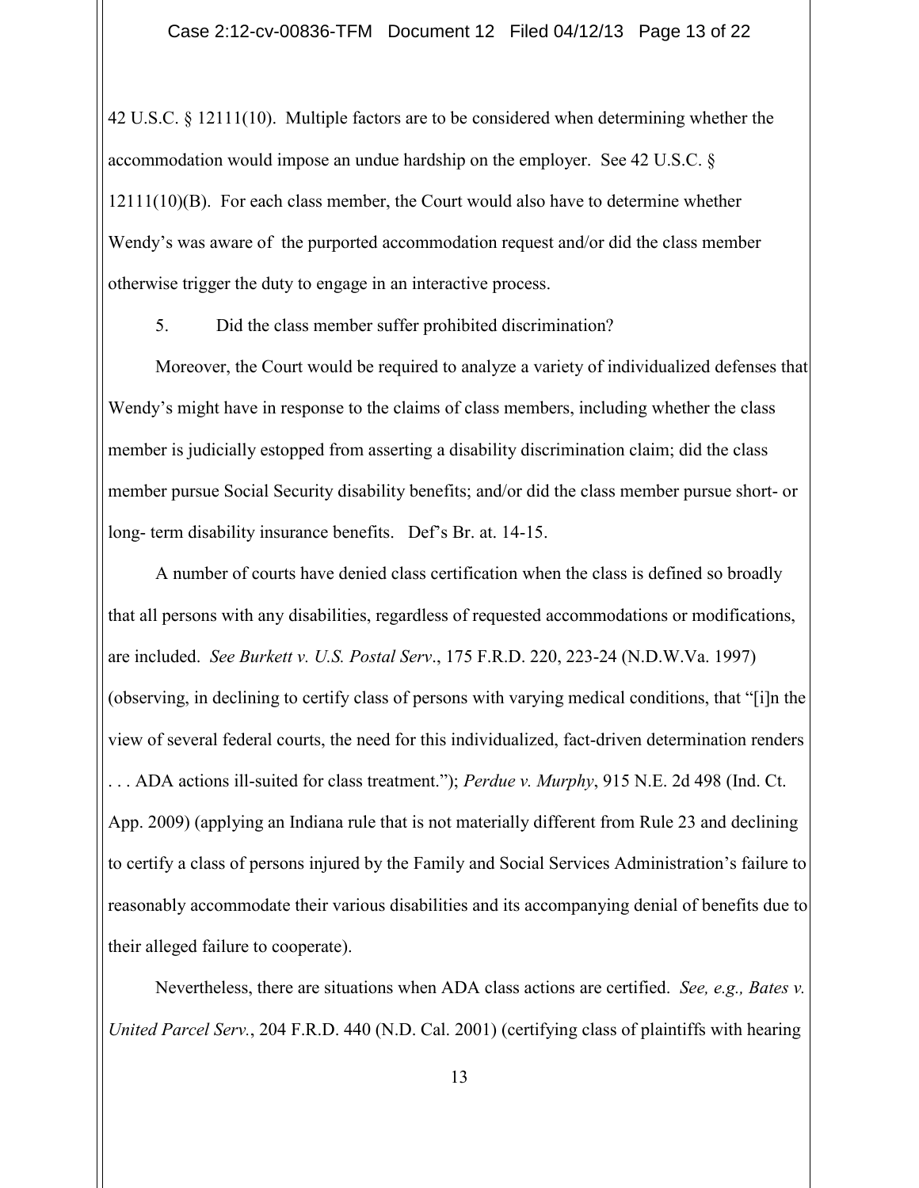42 U.S.C. § 12111(10). Multiple factors are to be considered when determining whether the accommodation would impose an undue hardship on the employer. See 42 U.S.C. § 12111(10)(B). For each class member, the Court would also have to determine whether Wendy's was aware of the purported accommodation request and/or did the class member otherwise trigger the duty to engage in an interactive process.

5. Did the class member suffer prohibited discrimination?

Moreover, the Court would be required to analyze a variety of individualized defenses that Wendy's might have in response to the claims of class members, including whether the class member is judicially estopped from asserting a disability discrimination claim; did the class member pursue Social Security disability benefits; and/or did the class member pursue short- or long- term disability insurance benefits. Def's Br. at. 14-15.

A number of courts have denied class certification when the class is defined so broadly that all persons with any disabilities, regardless of requested accommodations or modifications, are included. *See Burkett v. U.S. Postal Serv*., 175 F.R.D. 220, 223-24 (N.D.W.Va. 1997) (observing, in declining to certify class of persons with varying medical conditions, that "[i]n the view of several federal courts, the need for this individualized, fact-driven determination renders . . . ADA actions ill-suited for class treatment."); *Perdue v. Murphy*, 915 N.E. 2d 498 (Ind. Ct. App. 2009) (applying an Indiana rule that is not materially different from Rule 23 and declining to certify a class of persons injured by the Family and Social Services Administration's failure to reasonably accommodate their various disabilities and its accompanying denial of benefits due to their alleged failure to cooperate).

Nevertheless, there are situations when ADA class actions are certified. *See, e.g., Bates v. United Parcel Serv.*, 204 F.R.D. 440 (N.D. Cal. 2001) (certifying class of plaintiffs with hearing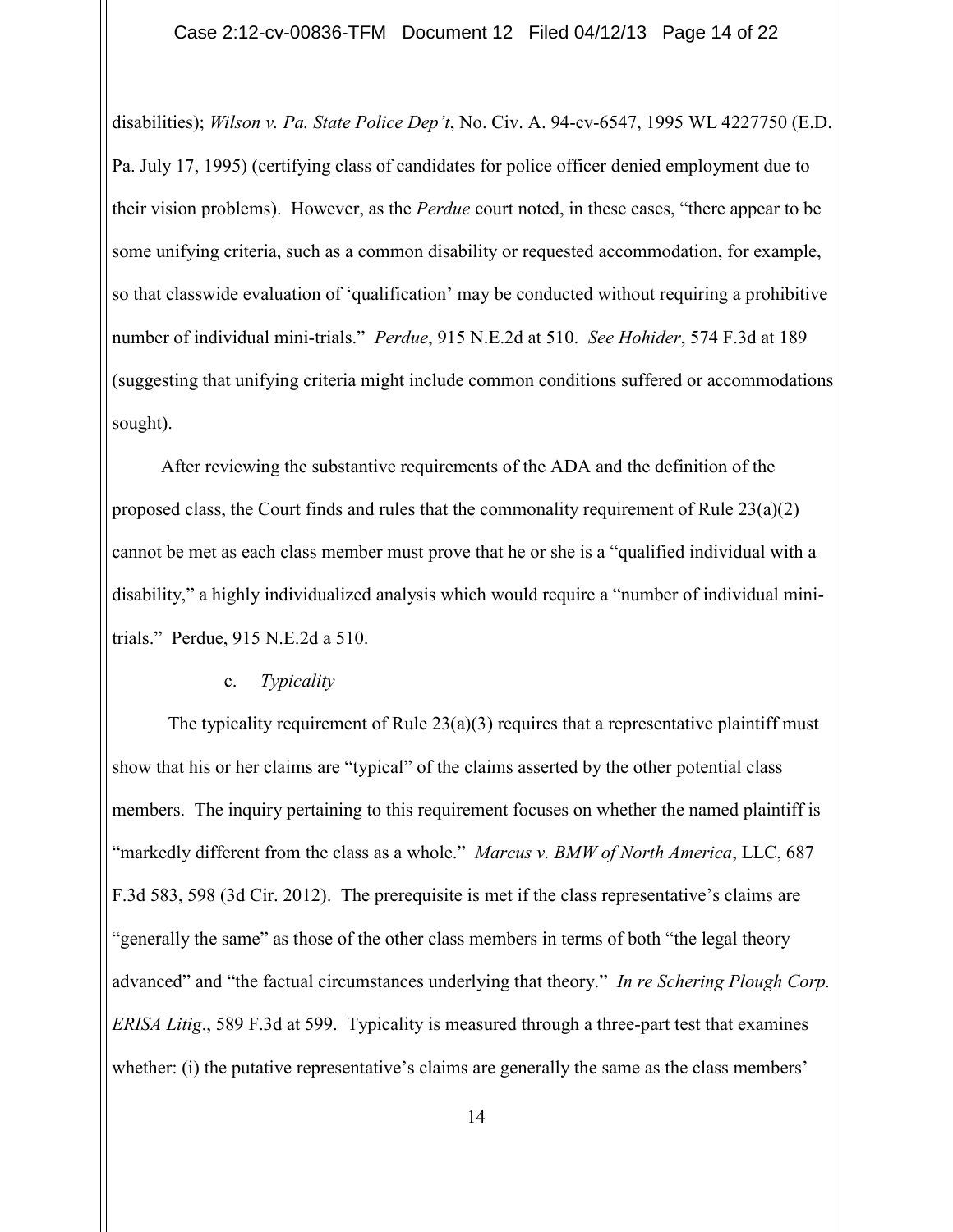disabilities); *Wilson v. Pa. State Police Dep't*, No. Civ. A. 94-cv-6547, 1995 WL 4227750 (E.D. Pa. July 17, 1995) (certifying class of candidates for police officer denied employment due to their vision problems). However, as the *Perdue* court noted, in these cases, "there appear to be some unifying criteria, such as a common disability or requested accommodation, for example, so that classwide evaluation of 'qualification' may be conducted without requiring a prohibitive number of individual mini-trials." *Perdue*, 915 N.E.2d at 510. *See Hohider*, 574 F.3d at 189 (suggesting that unifying criteria might include common conditions suffered or accommodations sought).

After reviewing the substantive requirements of the ADA and the definition of the proposed class, the Court finds and rules that the commonality requirement of Rule 23(a)(2) cannot be met as each class member must prove that he or she is a "qualified individual with a disability," a highly individualized analysis which would require a "number of individual mini-trials." Perdue, 915 N.E.2d a 510.

c. *Typicality*

The typicality requirement of Rule 23(a)(3) requires that a representative plaintiff must show that his or her claims are "typical" of the claims asserted by the other potential class members. The inquiry pertaining to this requirement focuses on whether the named plaintiff is "markedly different from the class as a whole." *Marcus v. BMW of North America*, LLC, 687 F.3d 583, 598 (3d Cir. 2012). The prerequisite is met if the class representative's claims are "generally the same" as those of the other class members in terms of both "the legal theory advanced" and "the factual circumstances underlying that theory." *In re Schering Plough Corp. ERISA Litig*., 589 F.3d at 599. Typicality is measured through a three-part test that examines whether: (i) the putative representative's claims are generally the same as the class members'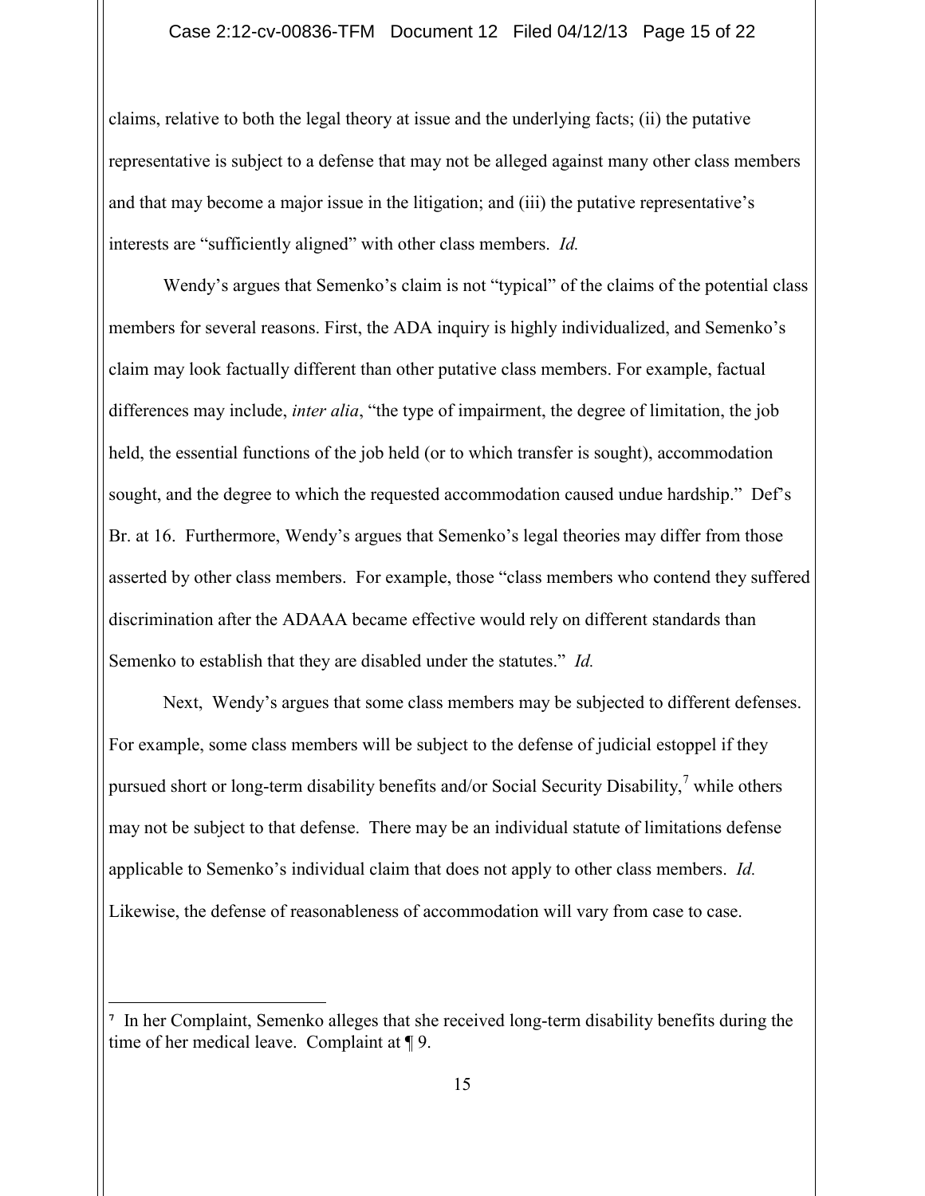claims, relative to both the legal theory at issue and the underlying facts; (ii) the putative representative is subject to a defense that may not be alleged against many other class members and that may become a major issue in the litigation; and (iii) the putative representative's interests are "sufficiently aligned" with other class members. *Id.*

Wendy's argues that Semenko's claim is not "typical" of the claims of the potential class members for several reasons. First, the ADA inquiry is highly individualized, and Semenko's claim may look factually different than other putative class members. For example, factual differences may include, *inter alia*, "the type of impairment, the degree of limitation, the job held, the essential functions of the job held (or to which transfer is sought), accommodation sought, and the degree to which the requested accommodation caused undue hardship." Def's Br. at 16. Furthermore, Wendy's argues that Semenko's legal theories may differ from those asserted by other class members. For example, those "class members who contend they suffered discrimination after the ADAAA became effective would rely on different standards than Semenko to establish that they are disabled under the statutes." *Id.*

Next, Wendy's argues that some class members may be subjected to different defenses. For example, some class members will be subject to the defense of judicial estoppel if they pursued short or long-term disability benefits and/or Social Security Disability,[7] while others may not be subject to that defense. There may be an individual statute of limitations defense applicable to Semenko's individual claim that does not apply to other class members. *Id.* Likewise, the defense of reasonableness of accommodation will vary from case to case.

---

[7] In her Complaint, Semenko alleges that she received long-term disability benefits during the time of her medical leave. Complaint at ¶ 9.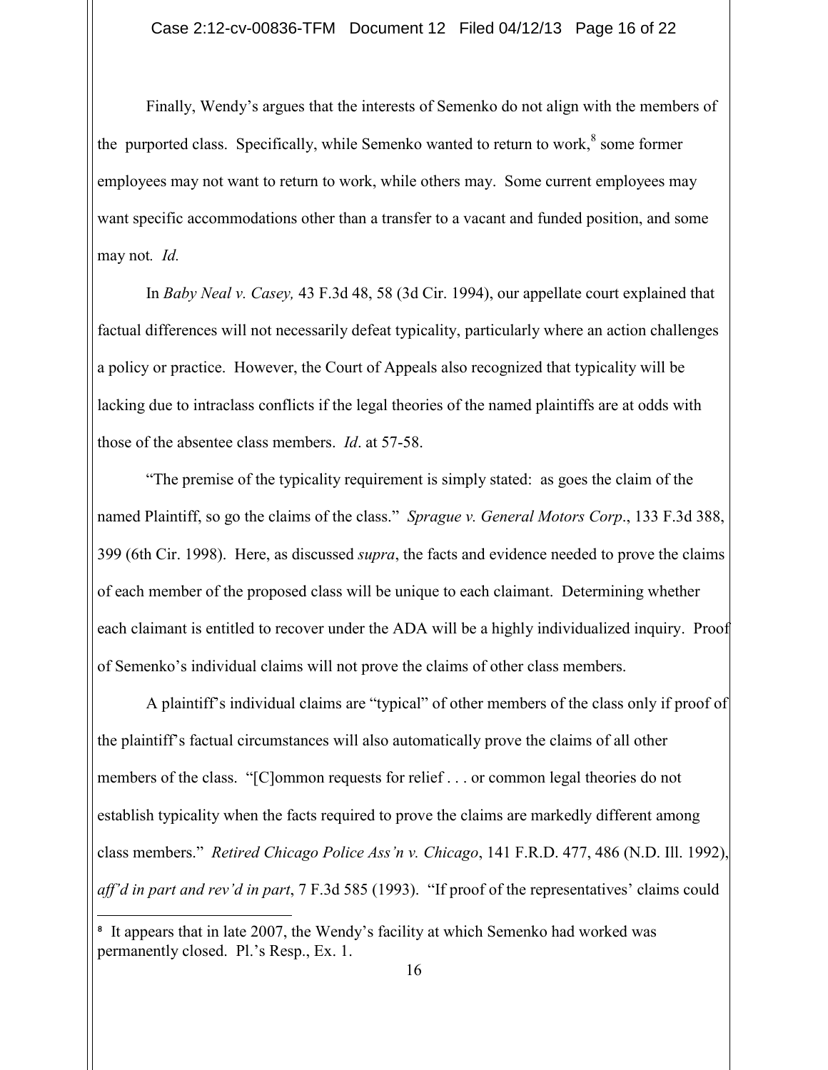Finally, Wendy's argues that the interests of Semenko do not align with the members of the purported class. Specifically, while Semenko wanted to return to work,[8] some former employees may not want to return to work, while others may. Some current employees may want specific accommodations other than a transfer to a vacant and funded position, and some may not. *Id.*

In *Baby Neal v. Casey,* 43 F.3d 48, 58 (3d Cir. 1994), our appellate court explained that factual differences will not necessarily defeat typicality, particularly where an action challenges a policy or practice. However, the Court of Appeals also recognized that typicality will be lacking due to intraclass conflicts if the legal theories of the named plaintiffs are at odds with those of the absentee class members. *Id*. at 57-58.

"The premise of the typicality requirement is simply stated: as goes the claim of the named Plaintiff, so go the claims of the class." *Sprague v. General Motors Corp*., 133 F.3d 388, 399 (6th Cir. 1998). Here, as discussed *supra*, the facts and evidence needed to prove the claims of each member of the proposed class will be unique to each claimant. Determining whether each claimant is entitled to recover under the ADA will be a highly individualized inquiry. Proof of Semenko's individual claims will not prove the claims of other class members.

A plaintiff's individual claims are "typical" of other members of the class only if proof of the plaintiff's factual circumstances will also automatically prove the claims of all other members of the class. "[C]ommon requests for relief . . . or common legal theories do not establish typicality when the facts required to prove the claims are markedly different among class members." *Retired Chicago Police Ass'n v. Chicago*, 141 F.R.D. 477, 486 (N.D. Ill. 1992), *aff'd in part and rev'd in part*, 7 F.3d 585 (1993). "If proof of the representatives' claims could

---

[8] It appears that in late 2007, the Wendy's facility at which Semenko had worked was permanently closed. Pl.'s Resp., Ex. 1.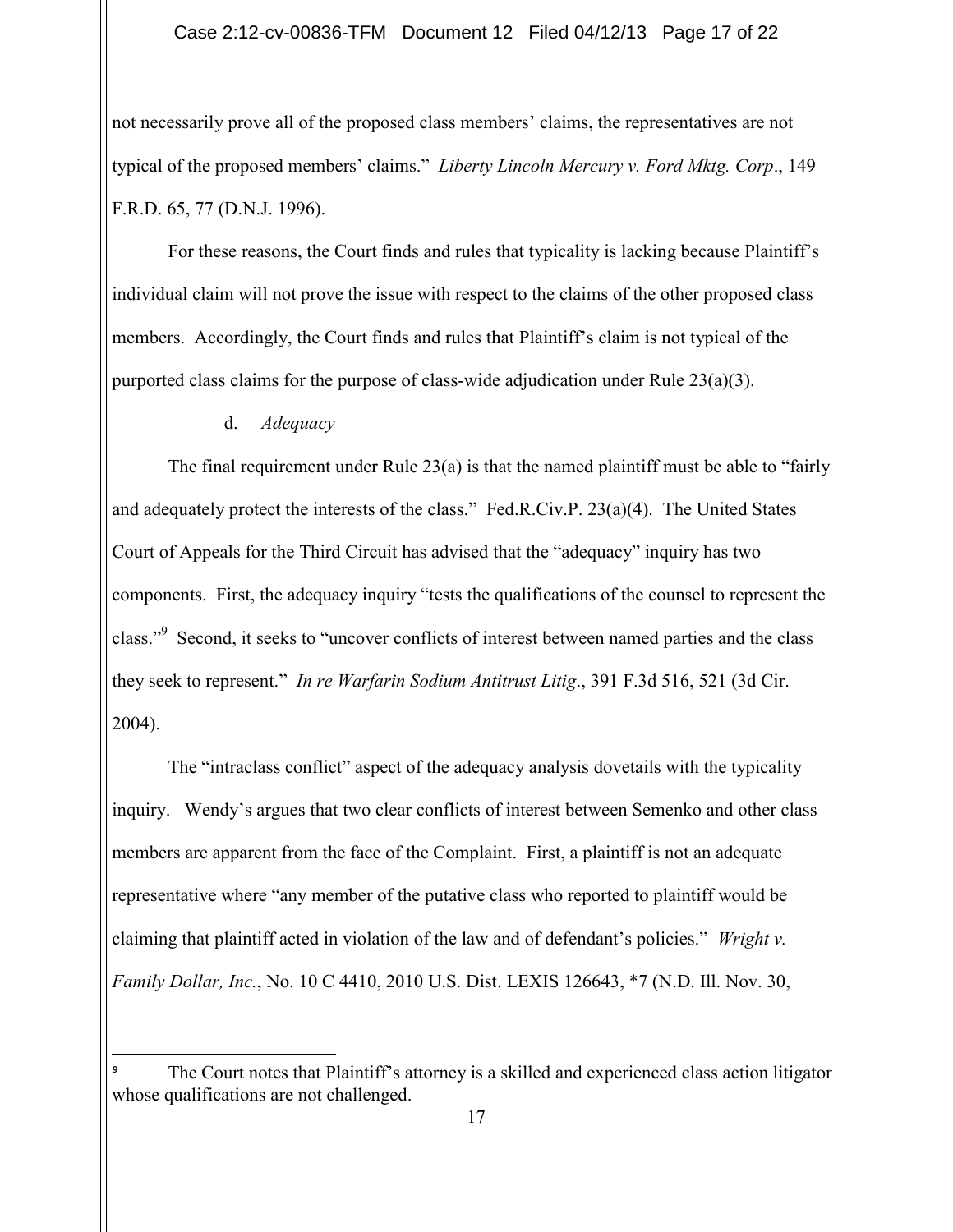not necessarily prove all of the proposed class members' claims, the representatives are not typical of the proposed members' claims." *Liberty Lincoln Mercury v. Ford Mktg. Corp*., 149 F.R.D. 65, 77 (D.N.J. 1996).

For these reasons, the Court finds and rules that typicality is lacking because Plaintiff's individual claim will not prove the issue with respect to the claims of the other proposed class members. Accordingly, the Court finds and rules that Plaintiff's claim is not typical of the purported class claims for the purpose of class-wide adjudication under Rule 23(a)(3).

d. *Adequacy*

The final requirement under Rule 23(a) is that the named plaintiff must be able to "fairly and adequately protect the interests of the class." Fed.R.Civ.P. 23(a)(4). The United States Court of Appeals for the Third Circuit has advised that the "adequacy" inquiry has two components. First, the adequacy inquiry "tests the qualifications of the counsel to represent the class."[9] Second, it seeks to "uncover conflicts of interest between named parties and the class they seek to represent." *In re Warfarin Sodium Antitrust Litig*., 391 F.3d 516, 521 (3d Cir. 2004).

The "intraclass conflict" aspect of the adequacy analysis dovetails with the typicality inquiry. Wendy's argues that two clear conflicts of interest between Semenko and other class members are apparent from the face of the Complaint. First, a plaintiff is not an adequate representative where "any member of the putative class who reported to plaintiff would be claiming that plaintiff acted in violation of the law and of defendant's policies." *Wright v. Family Dollar, Inc.*, No. 10 C 4410, 2010 U.S. Dist. LEXIS 126643, *7 (N.D. Ill. Nov. 30,

---

[9] The Court notes that Plaintiff's attorney is a skilled and experienced class action litigator whose qualifications are not challenged.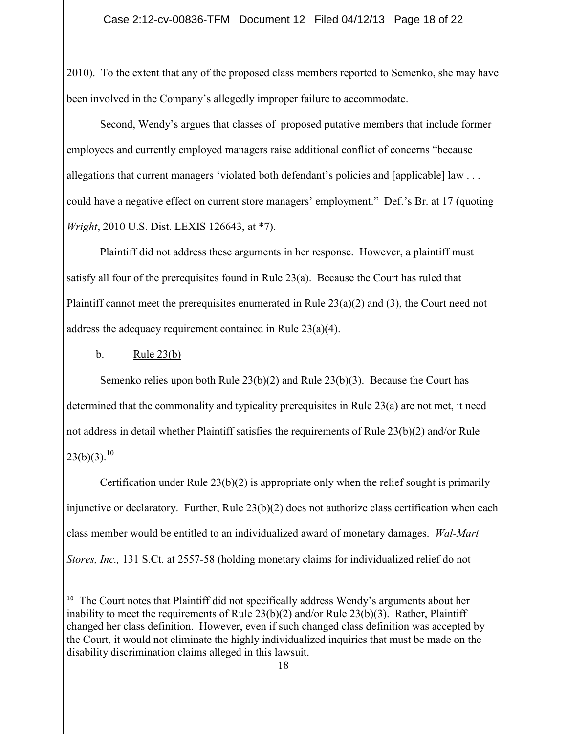2010). To the extent that any of the proposed class members reported to Semenko, she may have been involved in the Company's allegedly improper failure to accommodate.

Second, Wendy's argues that classes of proposed putative members that include former employees and currently employed managers raise additional conflict of concerns "because allegations that current managers 'violated both defendant's policies and [applicable] law . . . could have a negative effect on current store managers' employment." Def.'s Br. at 17 (quoting *Wright*, 2010 U.S. Dist. LEXIS 126643, at *7).

Plaintiff did not address these arguments in her response. However, a plaintiff must satisfy all four of the prerequisites found in Rule 23(a). Because the Court has ruled that Plaintiff cannot meet the prerequisites enumerated in Rule 23(a)(2) and (3), the Court need not address the adequacy requirement contained in Rule 23(a)(4).

b. Rule 23(b)

Semenko relies upon both Rule 23(b)(2) and Rule 23(b)(3). Because the Court has determined that the commonality and typicality prerequisites in Rule 23(a) are not met, it need not address in detail whether Plaintiff satisfies the requirements of Rule 23(b)(2) and/or Rule 23(b)(3).[10]

Certification under Rule 23(b)(2) is appropriate only when the relief sought is primarily injunctive or declaratory. Further, Rule 23(b)(2) does not authorize class certification when each class member would be entitled to an individualized award of monetary damages. *Wal-Mart Stores, Inc.,* 131 S.Ct. at 2557-58 (holding monetary claims for individualized relief do not

---

[10] The Court notes that Plaintiff did not specifically address Wendy's arguments about her inability to meet the requirements of Rule 23(b)(2) and/or Rule 23(b)(3). Rather, Plaintiff changed her class definition. However, even if such changed class definition was accepted by the Court, it would not eliminate the highly individualized inquiries that must be made on the disability discrimination claims alleged in this lawsuit.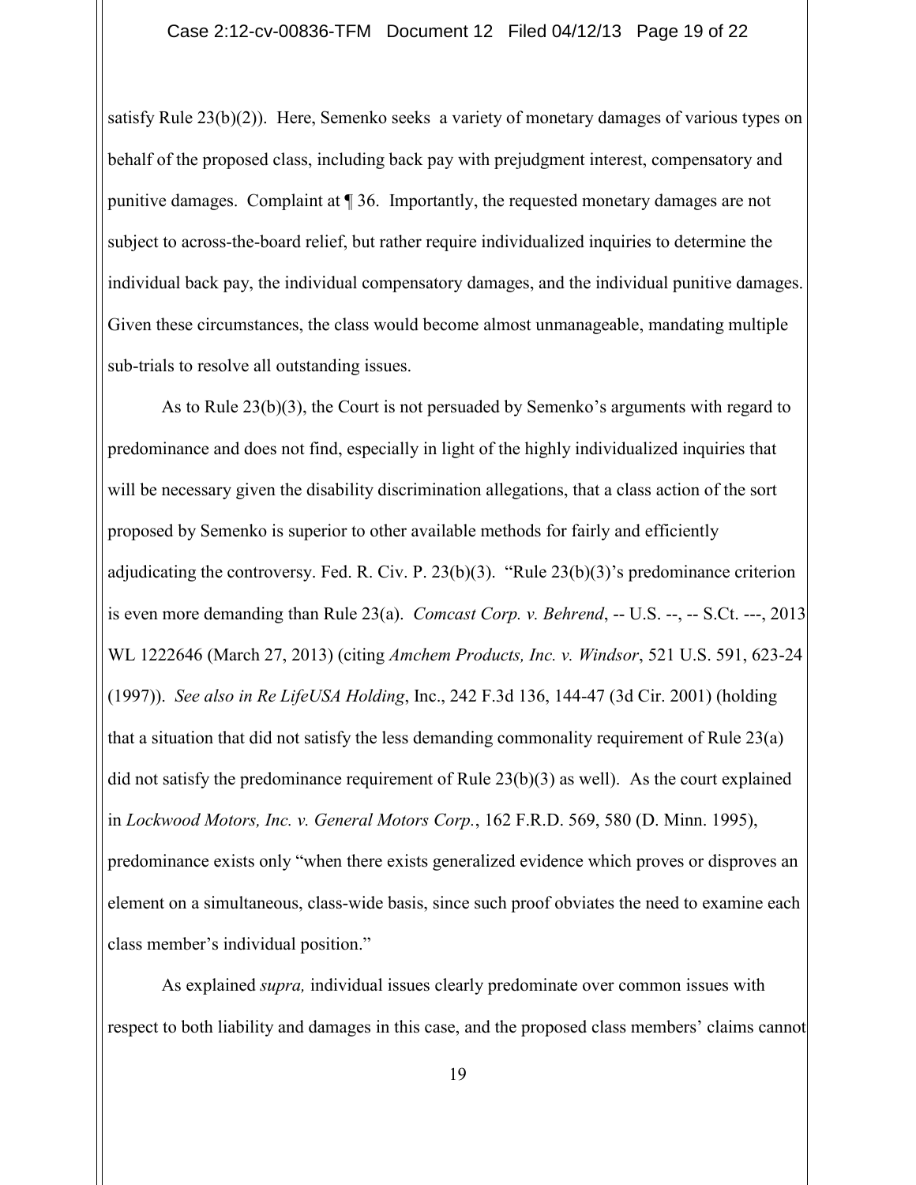satisfy Rule 23(b)(2)). Here, Semenko seeks a variety of monetary damages of various types on behalf of the proposed class, including back pay with prejudgment interest, compensatory and punitive damages. Complaint at ¶ 36. Importantly, the requested monetary damages are not subject to across-the-board relief, but rather require individualized inquiries to determine the individual back pay, the individual compensatory damages, and the individual punitive damages. Given these circumstances, the class would become almost unmanageable, mandating multiple sub-trials to resolve all outstanding issues.

As to Rule 23(b)(3), the Court is not persuaded by Semenko's arguments with regard to predominance and does not find, especially in light of the highly individualized inquiries that will be necessary given the disability discrimination allegations, that a class action of the sort proposed by Semenko is superior to other available methods for fairly and efficiently adjudicating the controversy. Fed. R. Civ. P. 23(b)(3). "Rule 23(b)(3)'s predominance criterion is even more demanding than Rule 23(a). *Comcast Corp. v. Behrend*, -- U.S. --, -- S.Ct. ---, 2013 WL 1222646 (March 27, 2013) (citing *Amchem Products, Inc. v. Windsor*, 521 U.S. 591, 623-24 (1997)). *See also in Re LifeUSA Holding*, Inc., 242 F.3d 136, 144-47 (3d Cir. 2001) (holding that a situation that did not satisfy the less demanding commonality requirement of Rule 23(a) did not satisfy the predominance requirement of Rule 23(b)(3) as well). As the court explained in *Lockwood Motors, Inc. v. General Motors Corp.*, 162 F.R.D. 569, 580 (D. Minn. 1995), predominance exists only "when there exists generalized evidence which proves or disproves an element on a simultaneous, class-wide basis, since such proof obviates the need to examine each class member's individual position."

As explained *supra,* individual issues clearly predominate over common issues with respect to both liability and damages in this case, and the proposed class members' claims cannot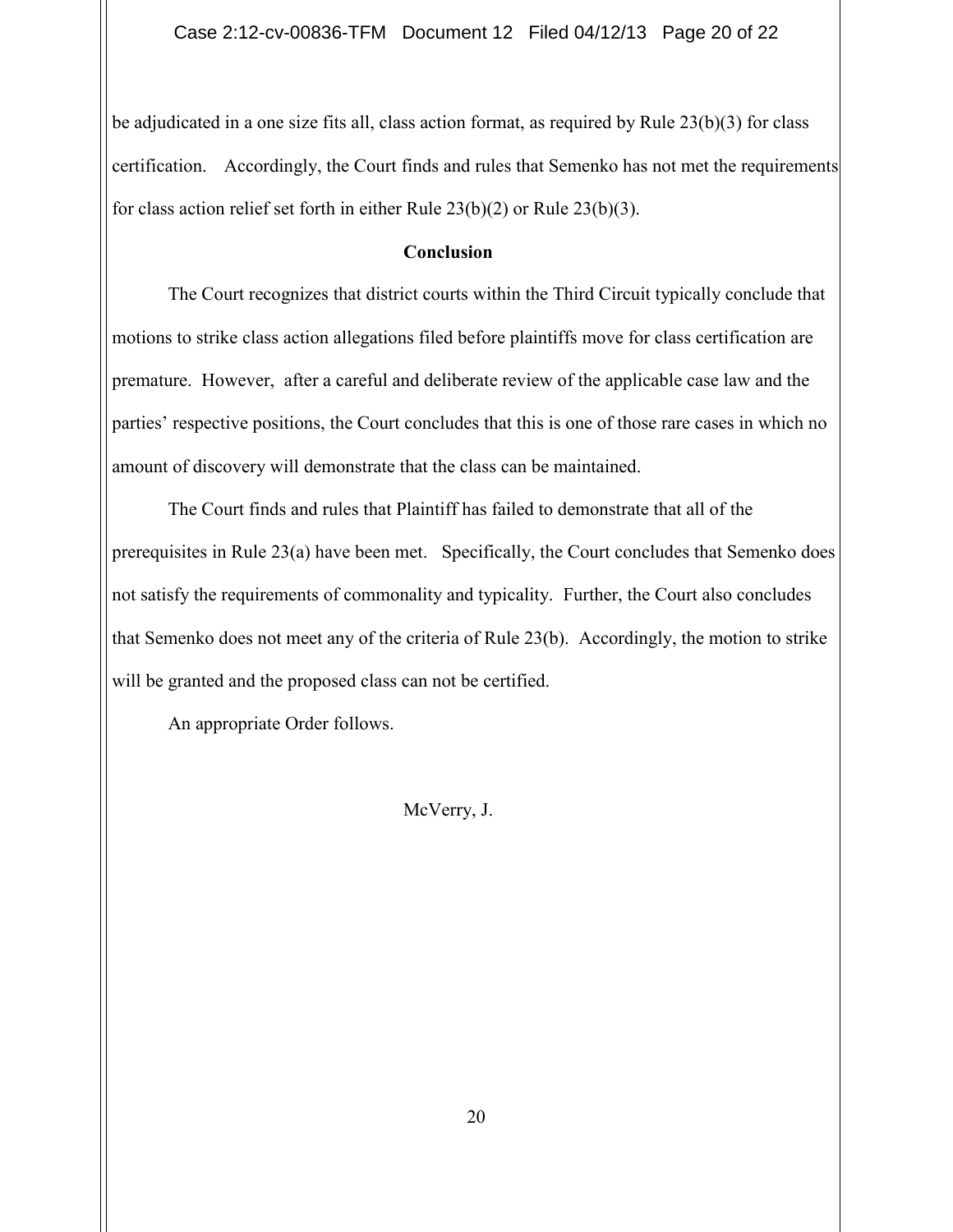be adjudicated in a one size fits all, class action format, as required by Rule 23(b)(3) for class certification. Accordingly, the Court finds and rules that Semenko has not met the requirements for class action relief set forth in either Rule 23(b)(2) or Rule 23(b)(3).

**Conclusion**

The Court recognizes that district courts within the Third Circuit typically conclude that motions to strike class action allegations filed before plaintiffs move for class certification are premature. However, after a careful and deliberate review of the applicable case law and the parties' respective positions, the Court concludes that this is one of those rare cases in which no amount of discovery will demonstrate that the class can be maintained.

The Court finds and rules that Plaintiff has failed to demonstrate that all of the prerequisites in Rule 23(a) have been met. Specifically, the Court concludes that Semenko does not satisfy the requirements of commonality and typicality. Further, the Court also concludes that Semenko does not meet any of the criteria of Rule 23(b). Accordingly, the motion to strike will be granted and the proposed class can not be certified.

An appropriate Order follows.

McVerry, J.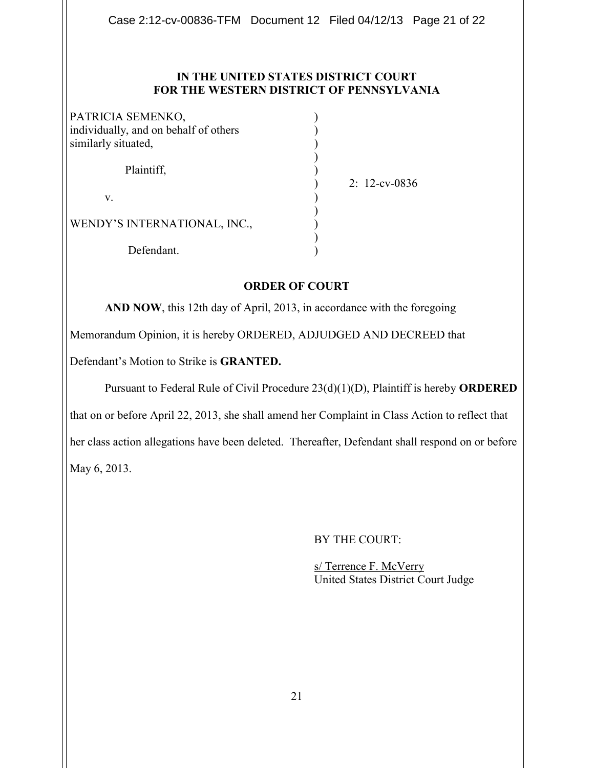**IN THE UNITED STATES DISTRICT COURT**
**FOR THE WESTERN DISTRICT OF PENNSYLVANIA**

| | | |
|---|---|---|
| PATRICIA SEMENKO, individually, and on behalf of others similarly situated, | ) | |
| Plaintiff, | ) | 2: 12-cv-0836 |
| v. | ) | |
| WENDY'S INTERNATIONAL, INC., | ) | |
| Defendant. | ) | |

**ORDER OF COURT**

**AND NOW**, this 12th day of April, 2013, in accordance with the foregoing Memorandum Opinion, it is hereby ORDERED, ADJUDGED AND DECREED that Defendant's Motion to Strike is **GRANTED.**

Pursuant to Federal Rule of Civil Procedure 23(d)(1)(D), Plaintiff is hereby **ORDERED** that on or before April 22, 2013, she shall amend her Complaint in Class Action to reflect that her class action allegations have been deleted. Thereafter, Defendant shall respond on or before May 6, 2013.

BY THE COURT:

s/ Terrence F. McVerry
United States District Court Judge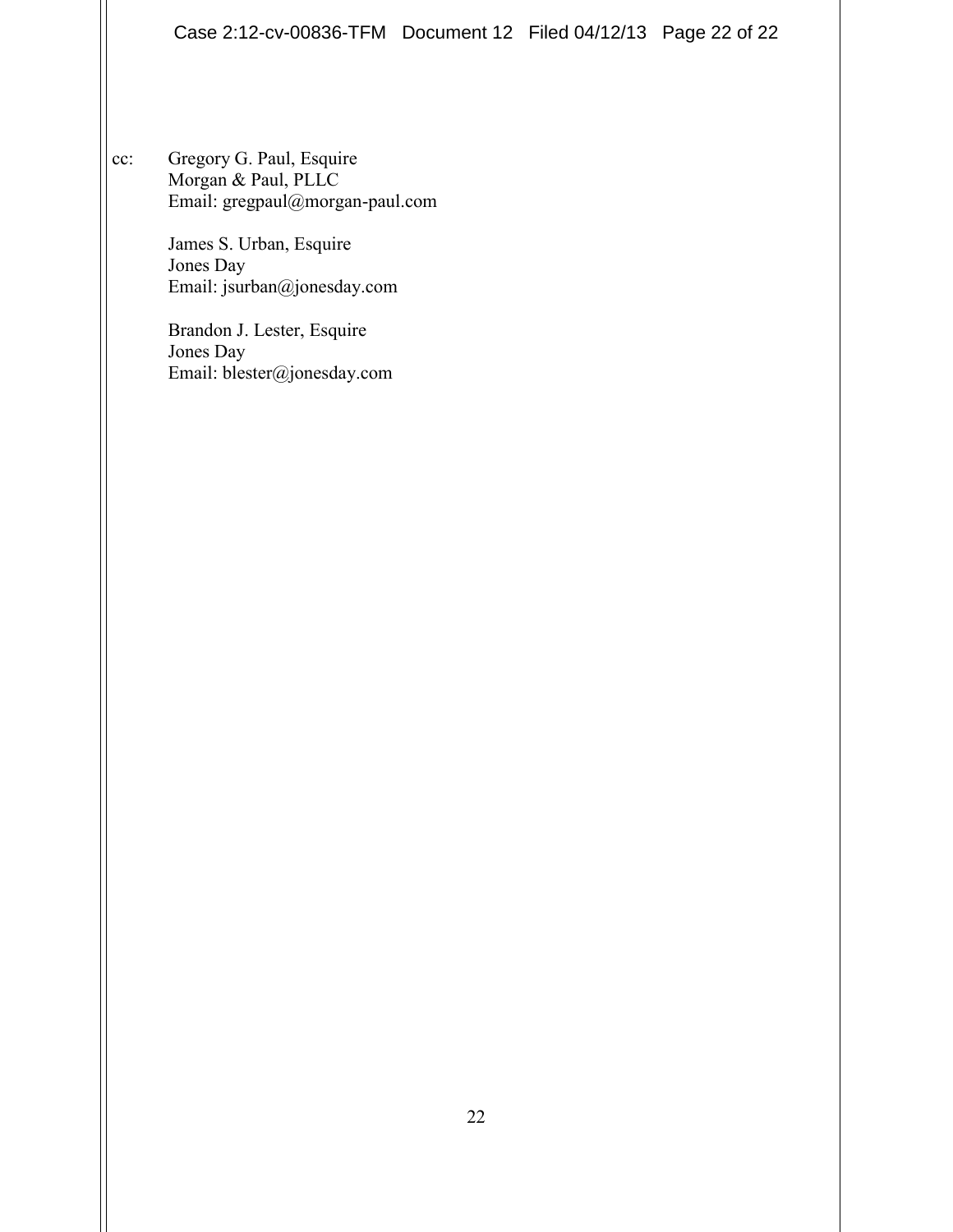cc: Gregory G. Paul, Esquire
Morgan & Paul, PLLC
Email: gregpaul@morgan-paul.com

James S. Urban, Esquire
Jones Day
Email: jsurban@jonesday.com

Brandon J. Lester, Esquire
Jones Day
Email: blester@jonesday.com